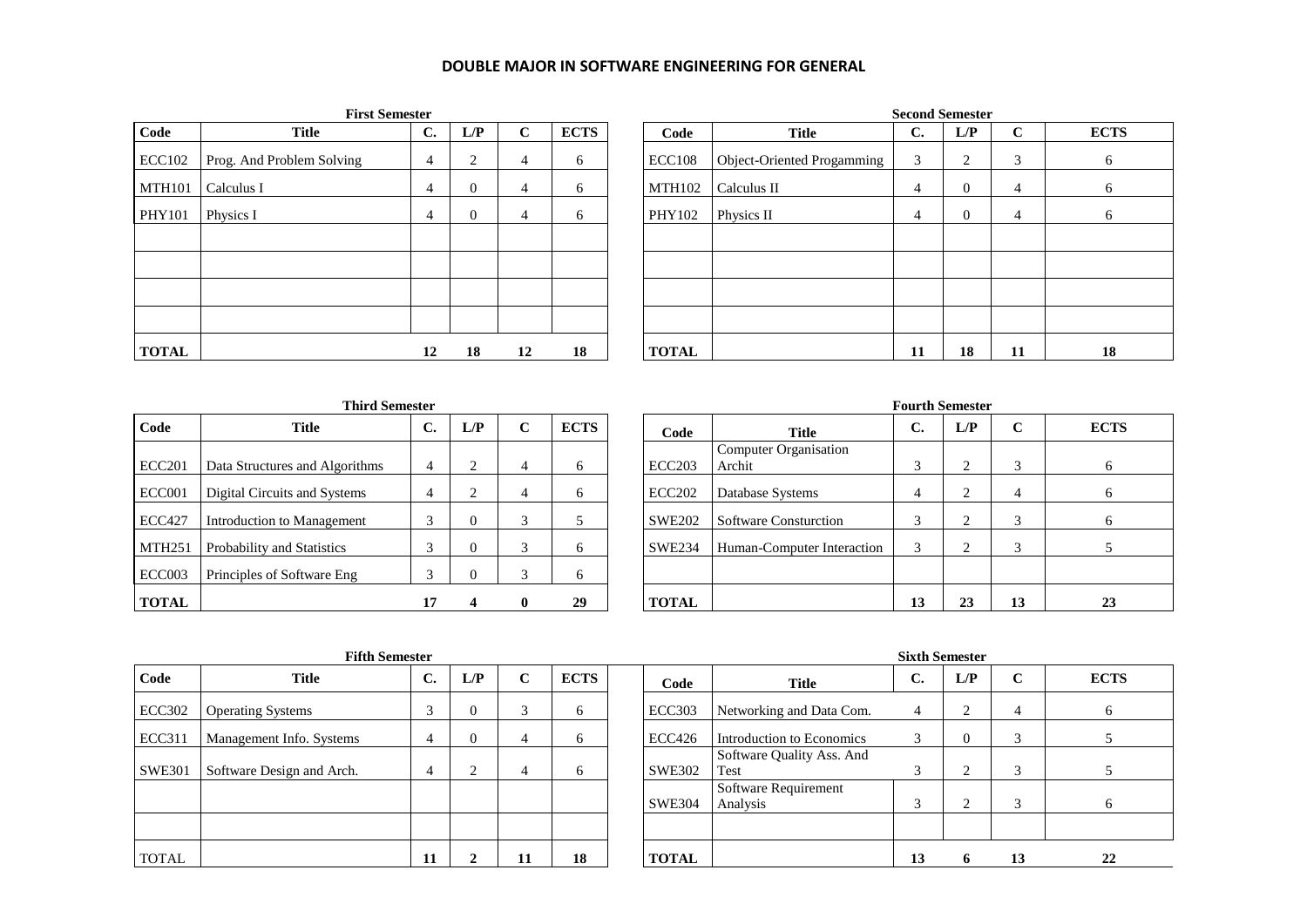# DOUBLE MAJOR IN SOFTWARE ENGINEERING FOR GENERAL

**First Semester**

| Code | Title | C. | L/P | C | ECTS |
|---|---|---|---|---|---|
| ECC102 | Prog. And Problem Solving | 4 | 2 | 4 | 6 |
| MTH101 | Calculus I | 4 | 0 | 4 | 6 |
| PHY101 | Physics I | 4 | 0 | 4 | 6 |
| | | | | | |
| | | | | | |
| | | | | | |
| | | | | | |
| **TOTAL** | | **12** | **18** | **12** | **18** |

**Second Semester**

| Code | Title | C. | L/P | C | ECTS |
|---|---|---|---|---|---|
| ECC108 | Object-Oriented Progamming | 3 | 2 | 3 | 6 |
| MTH102 | Calculus II | 4 | 0 | 4 | 6 |
| PHY102 | Physics II | 4 | 0 | 4 | 6 |
| | | | | | |
| | | | | | |
| | | | | | |
| | | | | | |
| **TOTAL** | | **11** | **18** | **11** | **18** |

**Third Semester**

| Code | Title | C. | L/P | C | ECTS |
|---|---|---|---|---|---|
| ECC201 | Data Structures and Algorithms | 4 | 2 | 4 | 6 |
| ECC001 | Digital Circuits and Systems | 4 | 2 | 4 | 6 |
| ECC427 | Introduction to Management | 3 | 0 | 3 | 5 |
| MTH251 | Probability and Statistics | 3 | 0 | 3 | 6 |
| ECC003 | Principles of Software Eng | 3 | 0 | 3 | 6 |
| **TOTAL** | | **17** | **4** | **0** | **29** |

**Fourth Semester**

| Code | Title | C. | L/P | C | ECTS |
|---|---|---|---|---|---|
| ECC203 | Computer Organisation Archit | 3 | 2 | 3 | 6 |
| ECC202 | Database Systems | 4 | 2 | 4 | 6 |
| SWE202 | Software Consturction | 3 | 2 | 3 | 6 |
| SWE234 | Human-Computer Interaction | 3 | 2 | 3 | 5 |
| | | | | | |
| **TOTAL** | | **13** | **23** | **13** | **23** |

**Fifth Semester**

| Code | Title | C. | L/P | C | ECTS |
|---|---|---|---|---|---|
| ECC302 | Operating Systems | 3 | 0 | 3 | 6 |
| ECC311 | Management Info. Systems | 4 | 0 | 4 | 6 |
| SWE301 | Software Design and Arch. | 4 | 2 | 4 | 6 |
| | | | | | |
| | | | | | |
| TOTAL | | **11** | **2** | **11** | **18** |

**Sixth Semester**

| Code | Title | C. | L/P | C | ECTS |
|---|---|---|---|---|---|
| ECC303 | Networking and Data Com. | 4 | 2 | 4 | 6 |
| ECC426 | Introduction to Economics | 3 | 0 | 3 | 5 |
| SWE302 | Software Quality Ass. And Test | 3 | 2 | 3 | 5 |
| SWE304 | Software Requirement Analysis | 3 | 2 | 3 | 6 |
| | | | | | |
| **TOTAL** | | **13** | **6** | **13** | **22** |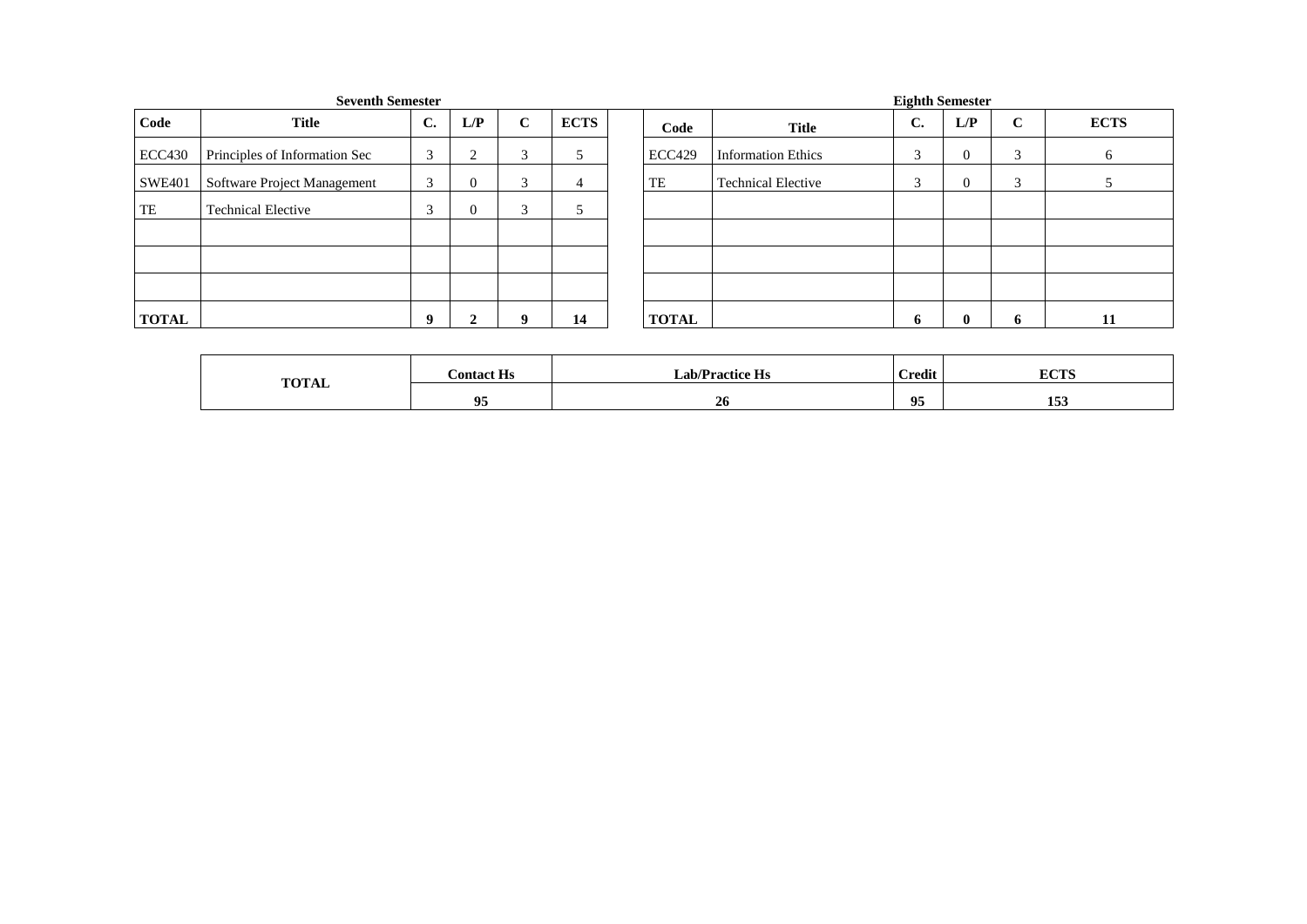**Seventh Semester**

| Code | Title | C. | L/P | C | ECTS |
|---|---|---|---|---|---|
| ECC430 | Principles of Information Sec | 3 | 2 | 3 | 5 |
| SWE401 | Software Project Management | 3 | 0 | 3 | 4 |
| TE | Technical Elective | 3 | 0 | 3 | 5 |
| | | | | | |
| | | | | | |
| | | | | | |
| **TOTAL** | | **9** | **2** | **9** | **14** |

**Eighth Semester**

| Code | Title | C. | L/P | C | ECTS |
|---|---|---|---|---|---|
| ECC429 | Information Ethics | 3 | 0 | 3 | 6 |
| TE | Technical Elective | 3 | 0 | 3 | 5 |
| | | | | | |
| | | | | | |
| | | | | | |
| | | | | | |
| **TOTAL** | | **6** | **0** | **6** | **11** |

| **TOTAL** | **Contact Hs** | **Lab/Practice Hs** | **Credit** | **ECTS** |
|---|---|---|---|---|
| | **95** | **26** | **95** | **153** |